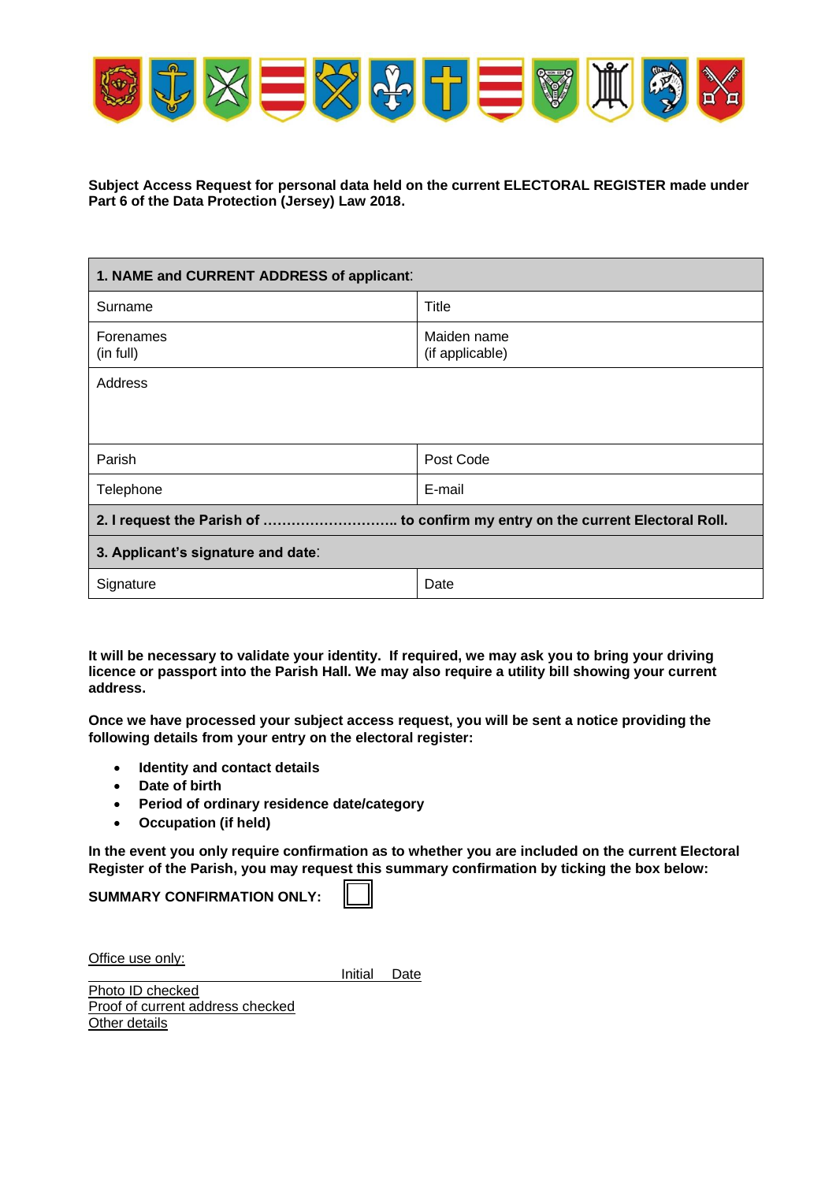**Subject Access Request for personal data held on the current ELECTORAL REGISTER made under Part 6 of the Data Protection (Jersey) Law 2018.**

| **1. NAME and CURRENT ADDRESS of applicant**: | |
|---|---|
| Surname | Title |
| Forenames (in full) | Maiden name (if applicable) |
| Address | |
| Parish | Post Code |
| Telephone | E-mail |
| **2. I request the Parish of ……………………….. to confirm my entry on the current Electoral Roll.** | |
| **3. Applicant's signature and date**: | |
| Signature | Date |

**It will be necessary to validate your identity. If required, we may ask you to bring your driving licence or passport into the Parish Hall. We may also require a utility bill showing your current address.**

**Once we have processed your subject access request, you will be sent a notice providing the following details from your entry on the electoral register:**

- **Identity and contact details**
- **Date of birth**
- **Period of ordinary residence date/category**
- **Occupation (if held)**

**In the event you only require confirmation as to whether you are included on the current Electoral Register of the Parish, you may request this summary confirmation by ticking the box below:**

**SUMMARY CONFIRMATION ONLY:** ☐

Office use only:

| | Initial | Date |
|---|---|---|
| Photo ID checked | | |
| Proof of current address checked | | |
| Other details | | |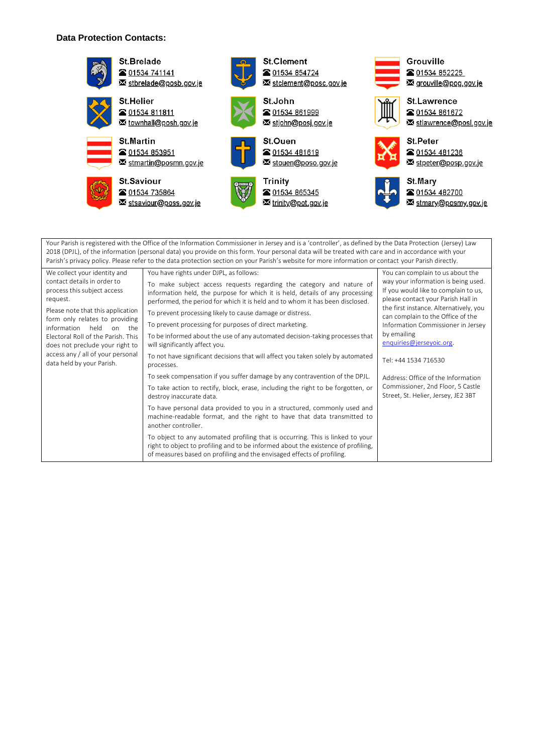**Data Protection Contacts:**

| | | |
|---|---|---|
| **St.Brelade**<br>☎ 01534 741141<br>✉ stbrelade@posb.gov.je | **St.Clement**<br>☎ 01534 854724<br>✉ stclement@posc.gov.je | **Grouville**<br>☎ 01534 852225<br>✉ grouville@pog.gov.je |
| **St.Helier**<br>☎ 01534 811811<br>✉ townhall@posh.gov.je | **St.John**<br>☎ 01534 861999<br>✉ stjohn@posj.gov.je | **St.Lawrence**<br>☎ 01534 861672<br>✉ stlawrence@posl.gov.je |
| **St.Martin**<br>☎ 01534 853951<br>✉ stmartin@posmn.gov.je | **St.Ouen**<br>☎ 01534 481619<br>✉ stouen@poso.gov.je | **St.Peter**<br>☎ 01534 481236<br>✉ stpeter@posp.gov.je |
| **St.Saviour**<br>☎ 01534 735864<br>✉ stsaviour@poss.gov.je | **Trinity**<br>☎ 01534 865345<br>✉ trinity@pot.gov.je | **St.Mary**<br>☎ 01534 482700<br>✉ stmary@posmy.gov.je |

| | | |
|---|---|---|
| Your Parish is registered with the Office of the Information Commissioner in Jersey and is a 'controller', as defined by the Data Protection (Jersey) Law 2018 (DPJL), of the information (personal data) you provide on this form. Your personal data will be treated with care and in accordance with your Parish's privacy policy. Please refer to the data protection section on your Parish's website for more information or contact your Parish directly. | | |
| We collect your identity and contact details in order to process this subject access request.<br><br>Please note that this application form only relates to providing information held on the Electoral Roll of the Parish. This does not preclude your right to access any / all of your personal data held by your Parish. | You have rights under DJPL, as follows:<br><br>To make subject access requests regarding the category and nature of information held, the purpose for which it is held, details of any processing performed, the period for which it is held and to whom it has been disclosed.<br><br>To prevent processing likely to cause damage or distress.<br><br>To prevent processing for purposes of direct marketing.<br><br>To be informed about the use of any automated decision-taking processes that will significantly affect you.<br><br>To not have significant decisions that will affect you taken solely by automated processes.<br><br>To seek compensation if you suffer damage by any contravention of the DPJL.<br><br>To take action to rectify, block, erase, including the right to be forgotten, or destroy inaccurate data.<br><br>To have personal data provided to you in a structured, commonly used and machine-readable format, and the right to have that data transmitted to another controller.<br><br>To object to any automated profiling that is occurring. This is linked to your right to object to profiling and to be informed about the existence of profiling, of measures based on profiling and the envisaged effects of profiling. | You can complain to us about the way your information is being used. If you would like to complain to us, please contact your Parish Hall in the first instance. Alternatively, you can complain to the Office of the Information Commissioner in Jersey by emailing enquiries@jerseyoic.org.<br><br>Tel: +44 1534 716530<br><br>Address: Office of the Information Commissioner, 2nd Floor, 5 Castle Street, St. Helier, Jersey, JE2 3BT |